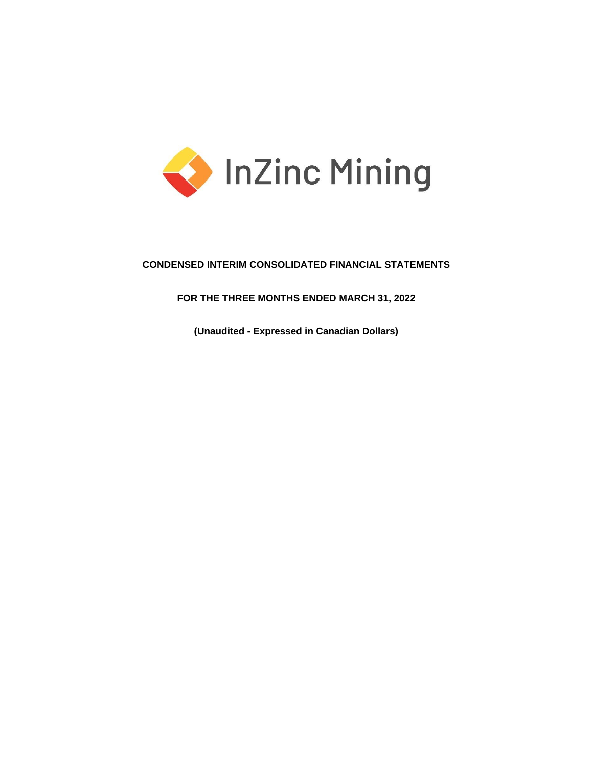InZinc Mining

**CONDENSED INTERIM CONSOLIDATED FINANCIAL STATEMENTS**

**FOR THE THREE MONTHS ENDED MARCH 31, 2022**

**(Unaudited - Expressed in Canadian Dollars)**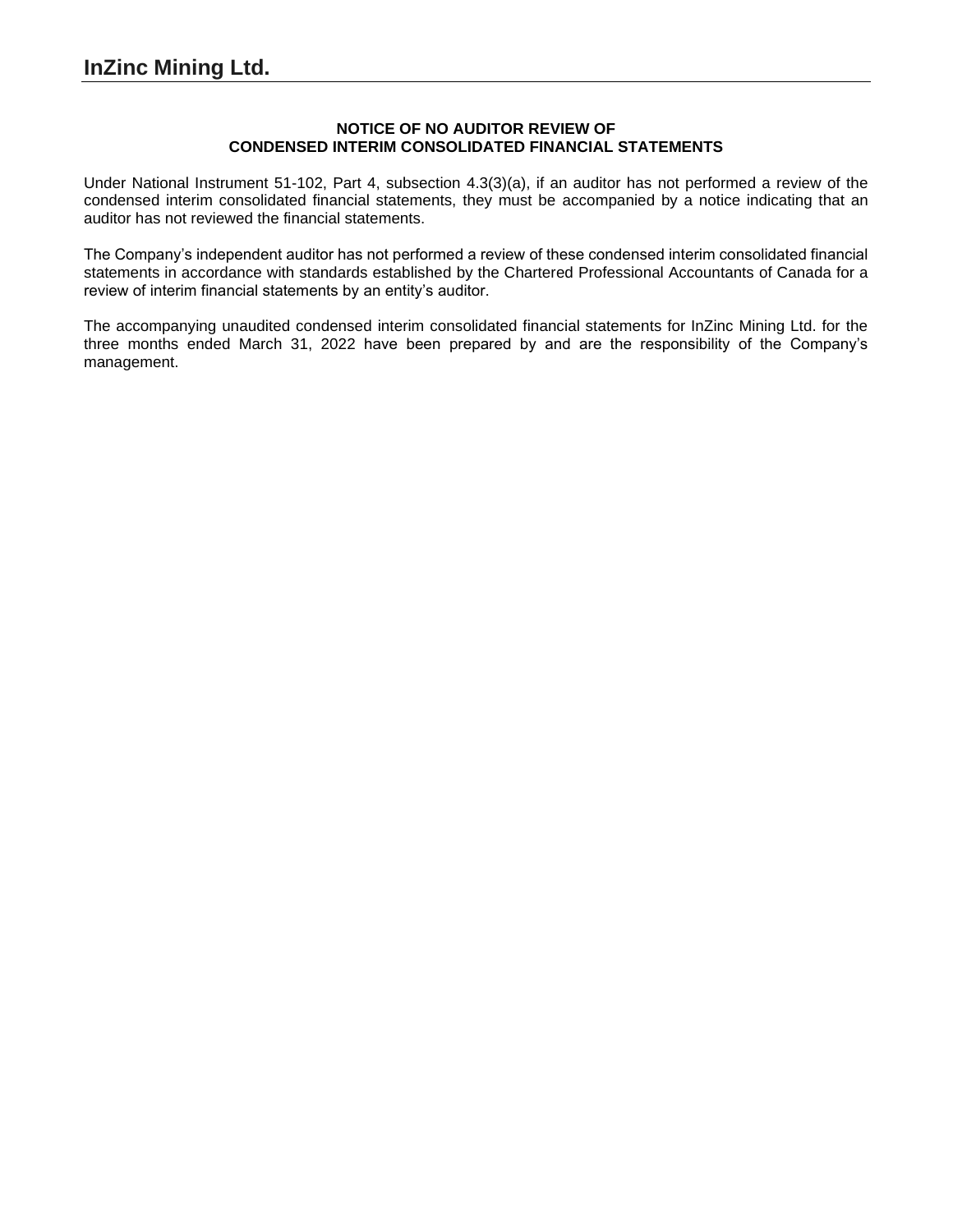# InZinc Mining Ltd.

**NOTICE OF NO AUDITOR REVIEW OF**
**CONDENSED INTERIM CONSOLIDATED FINANCIAL STATEMENTS**

Under National Instrument 51-102, Part 4, subsection 4.3(3)(a), if an auditor has not performed a review of the condensed interim consolidated financial statements, they must be accompanied by a notice indicating that an auditor has not reviewed the financial statements.

The Company's independent auditor has not performed a review of these condensed interim consolidated financial statements in accordance with standards established by the Chartered Professional Accountants of Canada for a review of interim financial statements by an entity's auditor.

The accompanying unaudited condensed interim consolidated financial statements for InZinc Mining Ltd. for the three months ended March 31, 2022 have been prepared by and are the responsibility of the Company's management.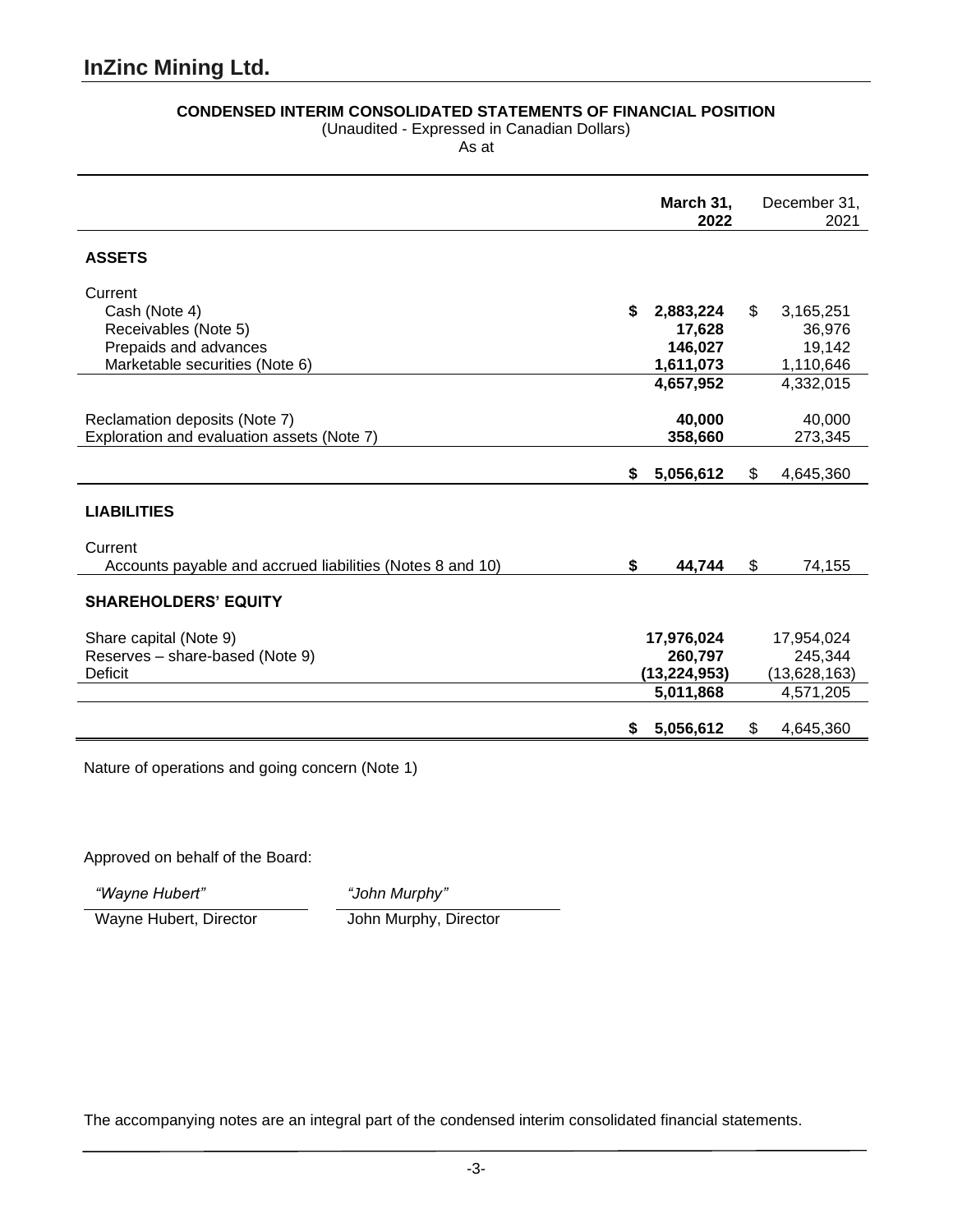# InZinc Mining Ltd.

**CONDENSED INTERIM CONSOLIDATED STATEMENTS OF FINANCIAL POSITION**
(Unaudited - Expressed in Canadian Dollars)
As at

| | **March 31, 2022** | December 31, 2021 |
|---|---|---|
| **ASSETS** | | |
| Current | | |
| Cash (Note 4) | **$ 2,883,224** | $ 3,165,251 |
| Receivables (Note 5) | **17,628** | 36,976 |
| Prepaids and advances | **146,027** | 19,142 |
| Marketable securities (Note 6) | **1,611,073** | 1,110,646 |
| | **4,657,952** | 4,332,015 |
| Reclamation deposits (Note 7) | **40,000** | 40,000 |
| Exploration and evaluation assets (Note 7) | **358,660** | 273,345 |
| | **$ 5,056,612** | $ 4,645,360 |
| **LIABILITIES** | | |
| Current | | |
| Accounts payable and accrued liabilities (Notes 8 and 10) | **$ 44,744** | $ 74,155 |
| **SHAREHOLDERS' EQUITY** | | |
| Share capital (Note 9) | **17,976,024** | 17,954,024 |
| Reserves – share-based (Note 9) | **260,797** | 245,344 |
| Deficit | **(13,224,953)** | (13,628,163) |
| | **5,011,868** | 4,571,205 |
| | **$ 5,056,612** | $ 4,645,360 |

Nature of operations and going concern (Note 1)

Approved on behalf of the Board:

*"Wayne Hubert"* — Wayne Hubert, Director

*"John Murphy"* — John Murphy, Director

The accompanying notes are an integral part of the condensed interim consolidated financial statements.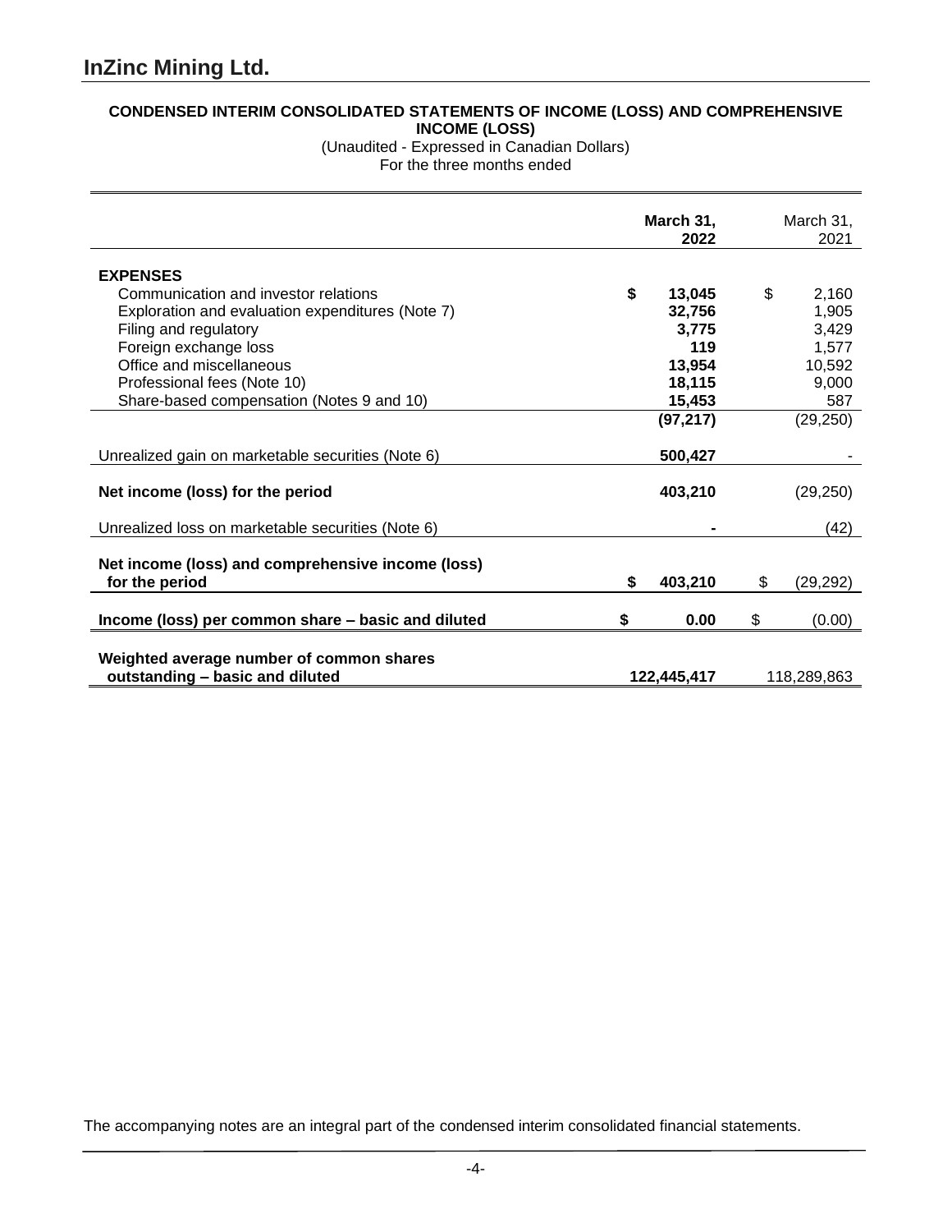# InZinc Mining Ltd.

**CONDENSED INTERIM CONSOLIDATED STATEMENTS OF INCOME (LOSS) AND COMPREHENSIVE INCOME (LOSS)**

(Unaudited - Expressed in Canadian Dollars)

For the three months ended

| | **March 31, 2022** | March 31, 2021 |
|---|---|---|
| **EXPENSES** | | |
| Communication and investor relations | **$ 13,045** | $ 2,160 |
| Exploration and evaluation expenditures (Note 7) | **32,756** | 1,905 |
| Filing and regulatory | **3,775** | 3,429 |
| Foreign exchange loss | **119** | 1,577 |
| Office and miscellaneous | **13,954** | 10,592 |
| Professional fees (Note 10) | **18,115** | 9,000 |
| Share-based compensation (Notes 9 and 10) | **15,453** | 587 |
| | **(97,217)** | (29,250) |
| Unrealized gain on marketable securities (Note 6) | **500,427** | - |
| **Net income (loss) for the period** | **403,210** | (29,250) |
| Unrealized loss on marketable securities (Note 6) | **-** | (42) |
| **Net income (loss) and comprehensive income (loss) for the period** | **$ 403,210** | $ (29,292) |
| **Income (loss) per common share – basic and diluted** | **$ 0.00** | $ (0.00) |
| **Weighted average number of common shares outstanding – basic and diluted** | **122,445,417** | 118,289,863 |

The accompanying notes are an integral part of the condensed interim consolidated financial statements.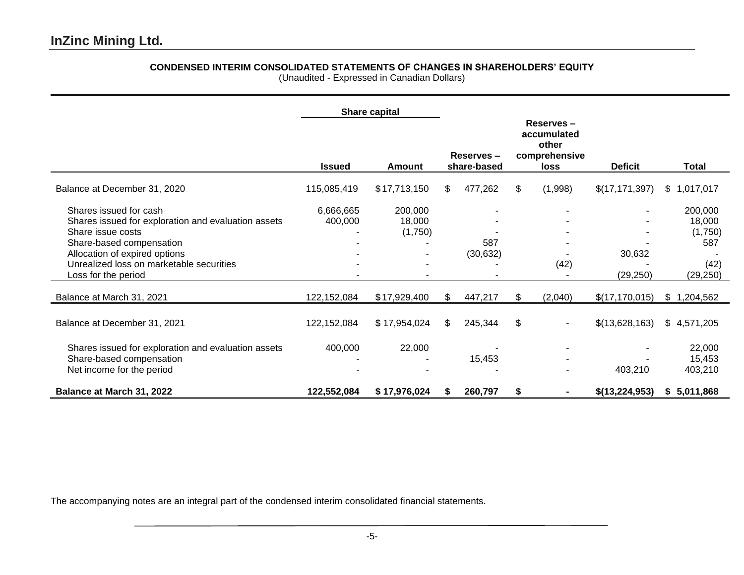# InZinc Mining Ltd.

**CONDENSED INTERIM CONSOLIDATED STATEMENTS OF CHANGES IN SHAREHOLDERS' EQUITY**
(Unaudited - Expressed in Canadian Dollars)

| | Share capital | | | | | |
|---|---|---|---|---|---|---|
| | **Issued** | **Amount** | **Reserves – share-based** | **Reserves – accumulated other comprehensive loss** | **Deficit** | **Total** |
| Balance at December 31, 2020 | 115,085,419 | $17,713,150 | $ 477,262 | $ (1,998) | $(17,171,397) | $ 1,017,017 |
| Shares issued for cash | 6,666,665 | 200,000 | - | - | - | 200,000 |
| Shares issued for exploration and evaluation assets | 400,000 | 18,000 | - | - | - | 18,000 |
| Share issue costs | - | (1,750) | - | - | - | (1,750) |
| Share-based compensation | - | - | 587 | - | - | 587 |
| Allocation of expired options | - | - | (30,632) | - | 30,632 | - |
| Unrealized loss on marketable securities | - | - | - | (42) | - | (42) |
| Loss for the period | - | - | - | - | (29,250) | (29,250) |
| Balance at March 31, 2021 | 122,152,084 | $17,929,400 | $ 447,217 | $ (2,040) | $(17,170,015) | $ 1,204,562 |
| Balance at December 31, 2021 | 122,152,084 | $ 17,954,024 | $ 245,344 | $ - | $(13,628,163) | $ 4,571,205 |
| Shares issued for exploration and evaluation assets | 400,000 | 22,000 | - | - | - | 22,000 |
| Share-based compensation | - | - | 15,453 | - | - | 15,453 |
| Net income for the period | - | - | - | - | 403,210 | 403,210 |
| **Balance at March 31, 2022** | **122,552,084** | **$ 17,976,024** | **$ 260,797** | **$ -** | **$(13,224,953)** | **$ 5,011,868** |

The accompanying notes are an integral part of the condensed interim consolidated financial statements.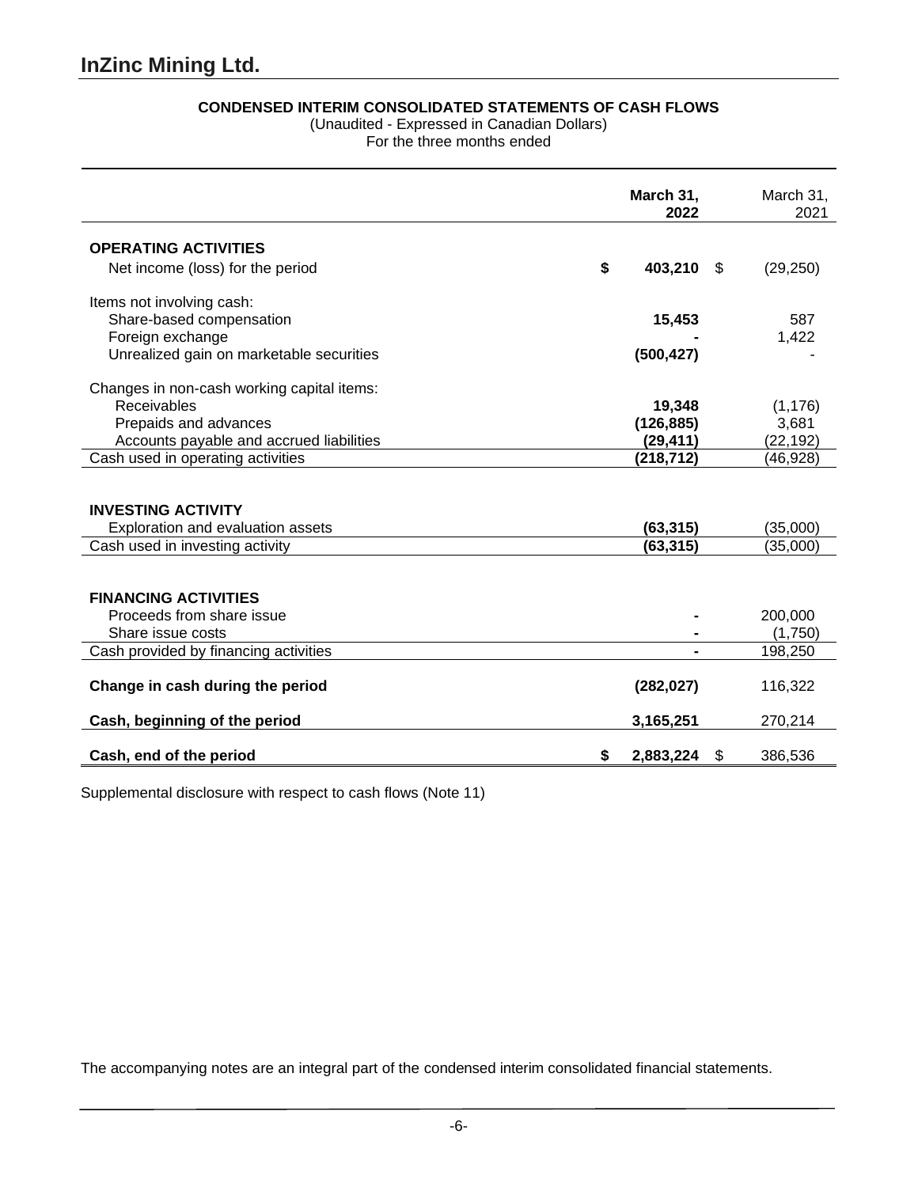# InZinc Mining Ltd.

**CONDENSED INTERIM CONSOLIDATED STATEMENTS OF CASH FLOWS**
(Unaudited - Expressed in Canadian Dollars)
For the three months ended

| | March 31, 2022 | March 31, 2021 |
|---|---|---|
| **OPERATING ACTIVITIES** | | |
| Net income (loss) for the period | **$ 403,210** | $ (29,250) |
| Items not involving cash: | | |
| Share-based compensation | **15,453** | 587 |
| Foreign exchange | **-** | 1,422 |
| Unrealized gain on marketable securities | **(500,427)** | - |
| Changes in non-cash working capital items: | | |
| Receivables | **19,348** | (1,176) |
| Prepaids and advances | **(126,885)** | 3,681 |
| Accounts payable and accrued liabilities | **(29,411)** | (22,192) |
| Cash used in operating activities | **(218,712)** | (46,928) |
| **INVESTING ACTIVITY** | | |
| Exploration and evaluation assets | **(63,315)** | (35,000) |
| Cash used in investing activity | **(63,315)** | (35,000) |
| **FINANCING ACTIVITIES** | | |
| Proceeds from share issue | **-** | 200,000 |
| Share issue costs | **-** | (1,750) |
| Cash provided by financing activities | **-** | 198,250 |
| **Change in cash during the period** | **(282,027)** | 116,322 |
| **Cash, beginning of the period** | **3,165,251** | 270,214 |
| **Cash, end of the period** | **$ 2,883,224** | $ 386,536 |

Supplemental disclosure with respect to cash flows (Note 11)

The accompanying notes are an integral part of the condensed interim consolidated financial statements.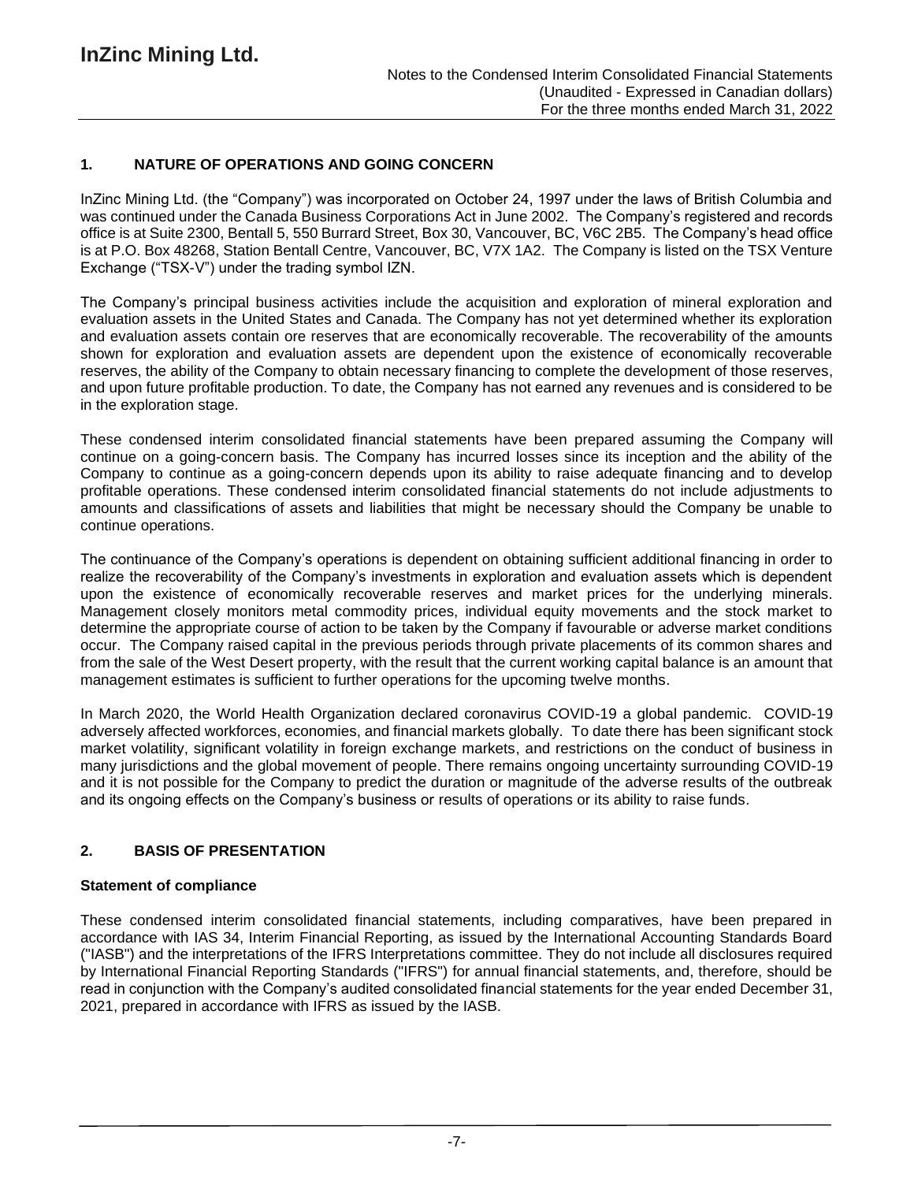## 1. NATURE OF OPERATIONS AND GOING CONCERN

InZinc Mining Ltd. (the "Company") was incorporated on October 24, 1997 under the laws of British Columbia and was continued under the Canada Business Corporations Act in June 2002. The Company's registered and records office is at Suite 2300, Bentall 5, 550 Burrard Street, Box 30, Vancouver, BC, V6C 2B5. The Company's head office is at P.O. Box 48268, Station Bentall Centre, Vancouver, BC, V7X 1A2. The Company is listed on the TSX Venture Exchange ("TSX-V") under the trading symbol IZN.

The Company's principal business activities include the acquisition and exploration of mineral exploration and evaluation assets in the United States and Canada. The Company has not yet determined whether its exploration and evaluation assets contain ore reserves that are economically recoverable. The recoverability of the amounts shown for exploration and evaluation assets are dependent upon the existence of economically recoverable reserves, the ability of the Company to obtain necessary financing to complete the development of those reserves, and upon future profitable production. To date, the Company has not earned any revenues and is considered to be in the exploration stage.

These condensed interim consolidated financial statements have been prepared assuming the Company will continue on a going-concern basis. The Company has incurred losses since its inception and the ability of the Company to continue as a going-concern depends upon its ability to raise adequate financing and to develop profitable operations. These condensed interim consolidated financial statements do not include adjustments to amounts and classifications of assets and liabilities that might be necessary should the Company be unable to continue operations.

The continuance of the Company's operations is dependent on obtaining sufficient additional financing in order to realize the recoverability of the Company's investments in exploration and evaluation assets which is dependent upon the existence of economically recoverable reserves and market prices for the underlying minerals. Management closely monitors metal commodity prices, individual equity movements and the stock market to determine the appropriate course of action to be taken by the Company if favourable or adverse market conditions occur. The Company raised capital in the previous periods through private placements of its common shares and from the sale of the West Desert property, with the result that the current working capital balance is an amount that management estimates is sufficient to further operations for the upcoming twelve months.

In March 2020, the World Health Organization declared coronavirus COVID-19 a global pandemic. COVID-19 adversely affected workforces, economies, and financial markets globally. To date there has been significant stock market volatility, significant volatility in foreign exchange markets, and restrictions on the conduct of business in many jurisdictions and the global movement of people. There remains ongoing uncertainty surrounding COVID-19 and it is not possible for the Company to predict the duration or magnitude of the adverse results of the outbreak and its ongoing effects on the Company's business or results of operations or its ability to raise funds.

## 2. BASIS OF PRESENTATION

### Statement of compliance

These condensed interim consolidated financial statements, including comparatives, have been prepared in accordance with IAS 34, Interim Financial Reporting, as issued by the International Accounting Standards Board ("IASB") and the interpretations of the IFRS Interpretations committee. They do not include all disclosures required by International Financial Reporting Standards ("IFRS") for annual financial statements, and, therefore, should be read in conjunction with the Company's audited consolidated financial statements for the year ended December 31, 2021, prepared in accordance with IFRS as issued by the IASB.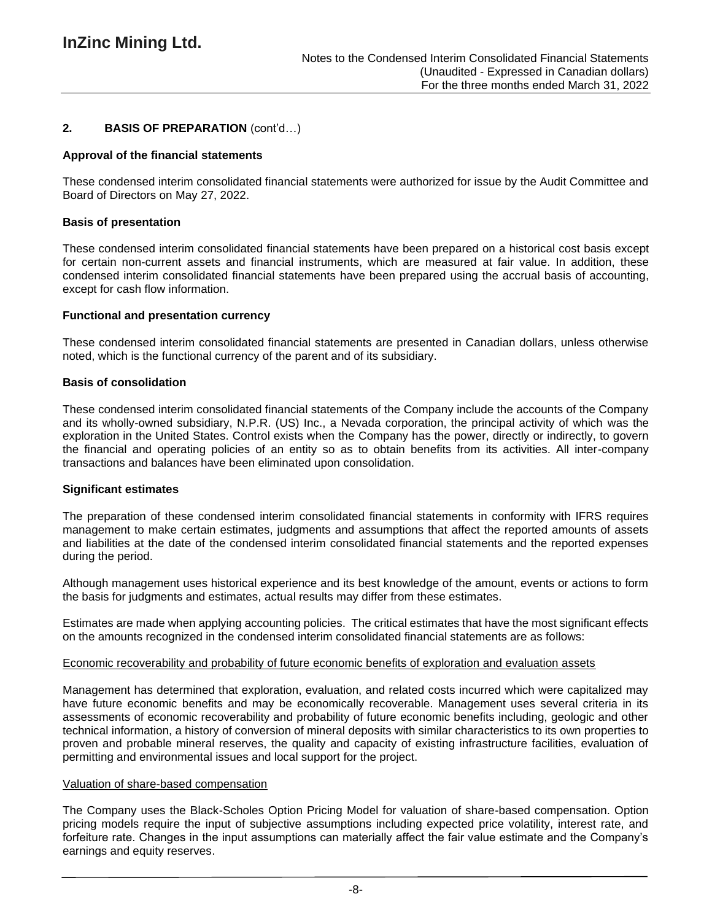## 2. BASIS OF PREPARATION (cont'd…)

### Approval of the financial statements

These condensed interim consolidated financial statements were authorized for issue by the Audit Committee and Board of Directors on May 27, 2022.

### Basis of presentation

These condensed interim consolidated financial statements have been prepared on a historical cost basis except for certain non-current assets and financial instruments, which are measured at fair value. In addition, these condensed interim consolidated financial statements have been prepared using the accrual basis of accounting, except for cash flow information.

### Functional and presentation currency

These condensed interim consolidated financial statements are presented in Canadian dollars, unless otherwise noted, which is the functional currency of the parent and of its subsidiary.

### Basis of consolidation

These condensed interim consolidated financial statements of the Company include the accounts of the Company and its wholly-owned subsidiary, N.P.R. (US) Inc., a Nevada corporation, the principal activity of which was the exploration in the United States. Control exists when the Company has the power, directly or indirectly, to govern the financial and operating policies of an entity so as to obtain benefits from its activities. All inter-company transactions and balances have been eliminated upon consolidation.

### Significant estimates

The preparation of these condensed interim consolidated financial statements in conformity with IFRS requires management to make certain estimates, judgments and assumptions that affect the reported amounts of assets and liabilities at the date of the condensed interim consolidated financial statements and the reported expenses during the period.

Although management uses historical experience and its best knowledge of the amount, events or actions to form the basis for judgments and estimates, actual results may differ from these estimates.

Estimates are made when applying accounting policies. The critical estimates that have the most significant effects on the amounts recognized in the condensed interim consolidated financial statements are as follows:

Economic recoverability and probability of future economic benefits of exploration and evaluation assets

Management has determined that exploration, evaluation, and related costs incurred which were capitalized may have future economic benefits and may be economically recoverable. Management uses several criteria in its assessments of economic recoverability and probability of future economic benefits including, geologic and other technical information, a history of conversion of mineral deposits with similar characteristics to its own properties to proven and probable mineral reserves, the quality and capacity of existing infrastructure facilities, evaluation of permitting and environmental issues and local support for the project.

Valuation of share-based compensation

The Company uses the Black-Scholes Option Pricing Model for valuation of share-based compensation. Option pricing models require the input of subjective assumptions including expected price volatility, interest rate, and forfeiture rate. Changes in the input assumptions can materially affect the fair value estimate and the Company's earnings and equity reserves.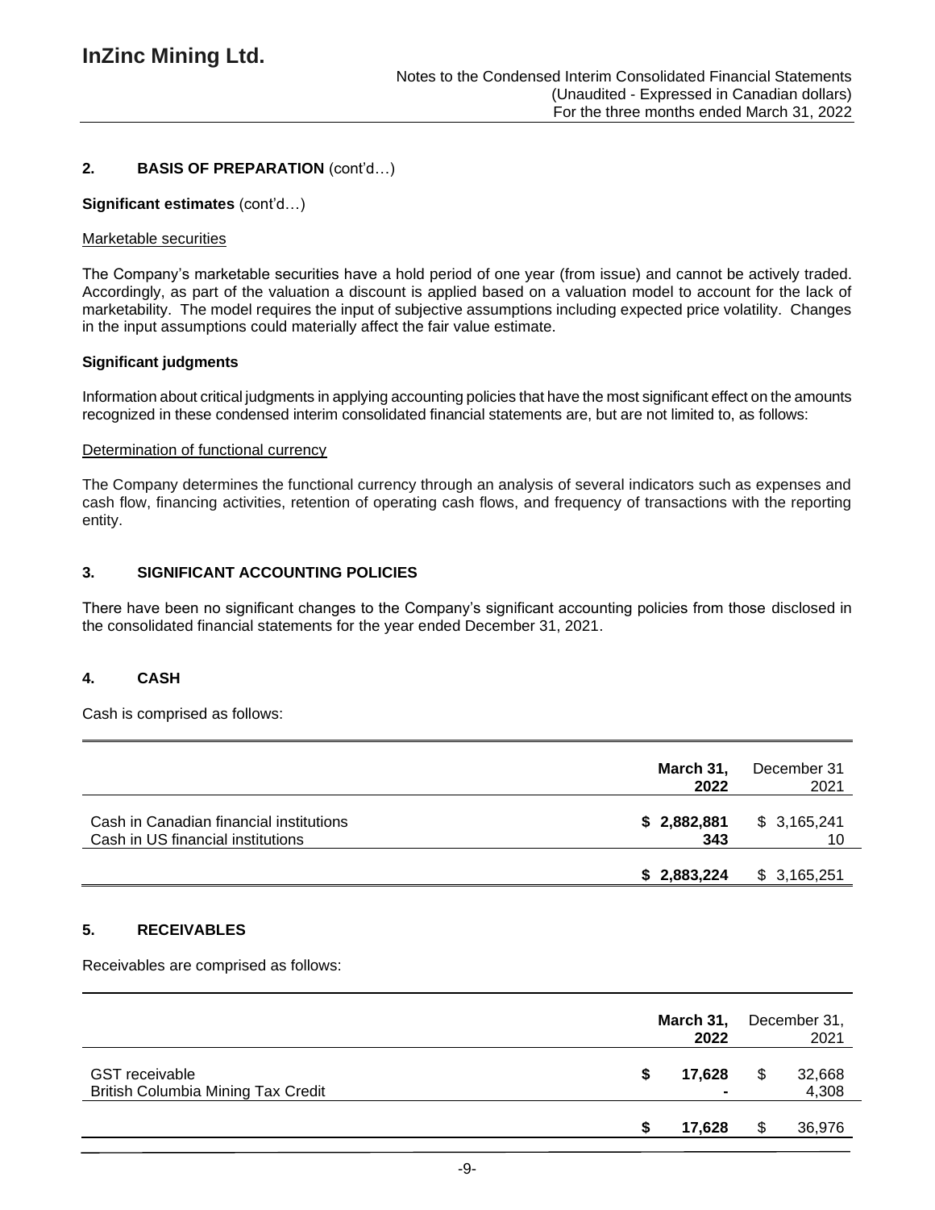## 2. BASIS OF PREPARATION (cont'd…)

**Significant estimates** (cont'd…)

Marketable securities

The Company's marketable securities have a hold period of one year (from issue) and cannot be actively traded. Accordingly, as part of the valuation a discount is applied based on a valuation model to account for the lack of marketability. The model requires the input of subjective assumptions including expected price volatility. Changes in the input assumptions could materially affect the fair value estimate.

**Significant judgments**

Information about critical judgments in applying accounting policies that have the most significant effect on the amounts recognized in these condensed interim consolidated financial statements are, but are not limited to, as follows:

Determination of functional currency

The Company determines the functional currency through an analysis of several indicators such as expenses and cash flow, financing activities, retention of operating cash flows, and frequency of transactions with the reporting entity.

## 3. SIGNIFICANT ACCOUNTING POLICIES

There have been no significant changes to the Company's significant accounting policies from those disclosed in the consolidated financial statements for the year ended December 31, 2021.

## 4. CASH

Cash is comprised as follows:

| | **March 31, 2022** | December 31 2021 |
|---|---|---|
| Cash in Canadian financial institutions | **$ 2,882,881** | $ 3,165,241 |
| Cash in US financial institutions | **343** | 10 |
| | **$ 2,883,224** | $ 3,165,251 |

## 5. RECEIVABLES

Receivables are comprised as follows:

| | **March 31, 2022** | December 31, 2021 |
|---|---|---|
| GST receivable | **$ 17,628** | $ 32,668 |
| British Columbia Mining Tax Credit | **-** | 4,308 |
| | **$ 17,628** | $ 36,976 |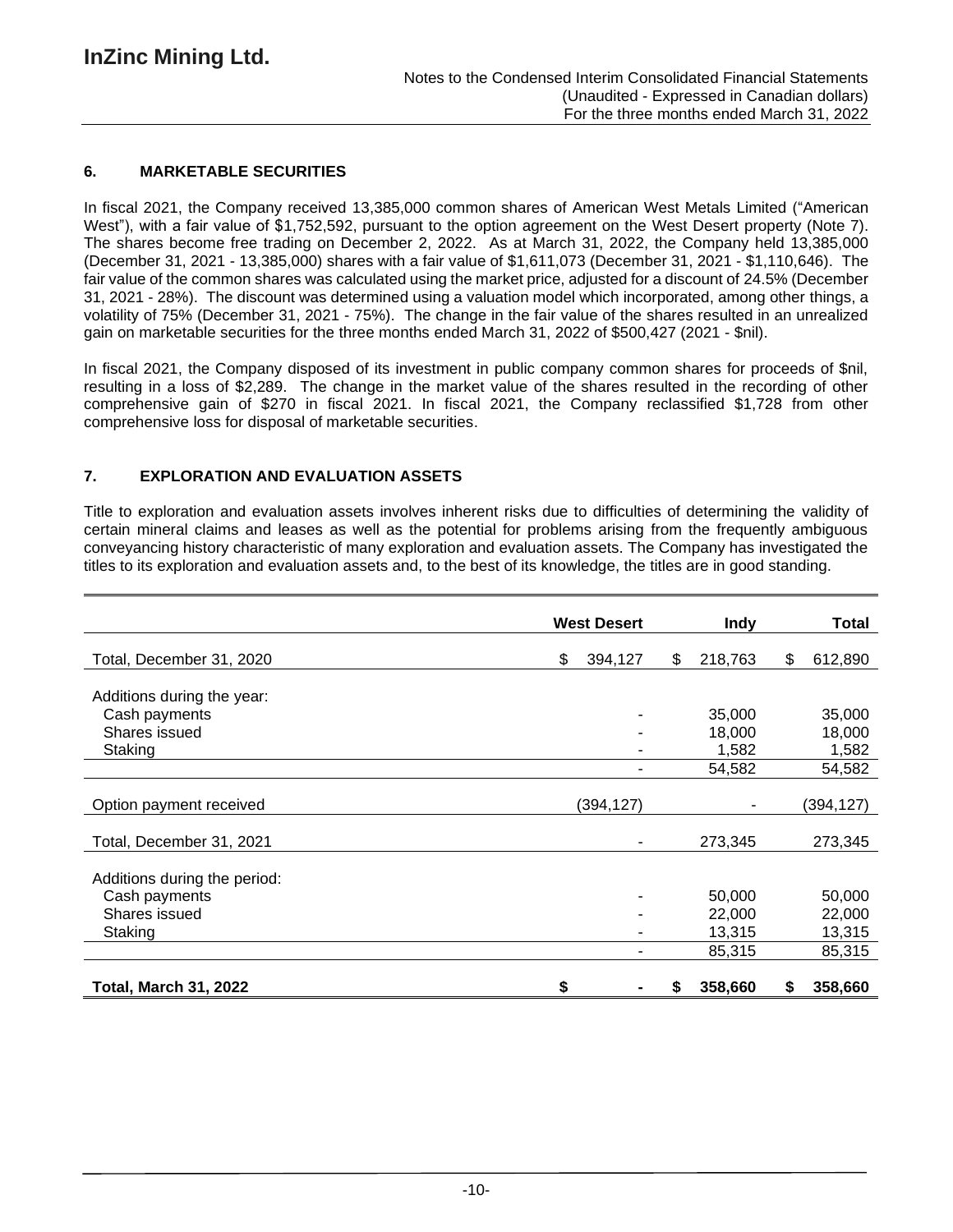## 6. MARKETABLE SECURITIES

In fiscal 2021, the Company received 13,385,000 common shares of American West Metals Limited ("American West"), with a fair value of $1,752,592, pursuant to the option agreement on the West Desert property (Note 7). The shares become free trading on December 2, 2022. As at March 31, 2022, the Company held 13,385,000 (December 31, 2021 - 13,385,000) shares with a fair value of $1,611,073 (December 31, 2021 - $1,110,646). The fair value of the common shares was calculated using the market price, adjusted for a discount of 24.5% (December 31, 2021 - 28%). The discount was determined using a valuation model which incorporated, among other things, a volatility of 75% (December 31, 2021 - 75%). The change in the fair value of the shares resulted in an unrealized gain on marketable securities for the three months ended March 31, 2022 of $500,427 (2021 - $nil).

In fiscal 2021, the Company disposed of its investment in public company common shares for proceeds of $nil, resulting in a loss of $2,289. The change in the market value of the shares resulted in the recording of other comprehensive gain of $270 in fiscal 2021. In fiscal 2021, the Company reclassified $1,728 from other comprehensive loss for disposal of marketable securities.

## 7. EXPLORATION AND EVALUATION ASSETS

Title to exploration and evaluation assets involves inherent risks due to difficulties of determining the validity of certain mineral claims and leases as well as the potential for problems arising from the frequently ambiguous conveyancing history characteristic of many exploration and evaluation assets. The Company has investigated the titles to its exploration and evaluation assets and, to the best of its knowledge, the titles are in good standing.

| | West Desert | Indy | Total |
|---|---|---|---|
| Total, December 31, 2020 | $ 394,127 | $ 218,763 | $ 612,890 |
| Additions during the year: | | | |
| Cash payments | - | 35,000 | 35,000 |
| Shares issued | - | 18,000 | 18,000 |
| Staking | - | 1,582 | 1,582 |
| | - | 54,582 | 54,582 |
| Option payment received | (394,127) | - | (394,127) |
| Total, December 31, 2021 | - | 273,345 | 273,345 |
| Additions during the period: | | | |
| Cash payments | - | 50,000 | 50,000 |
| Shares issued | - | 22,000 | 22,000 |
| Staking | - | 13,315 | 13,315 |
| | - | 85,315 | 85,315 |
| **Total, March 31, 2022** | **$ -** | **$ 358,660** | **$ 358,660** |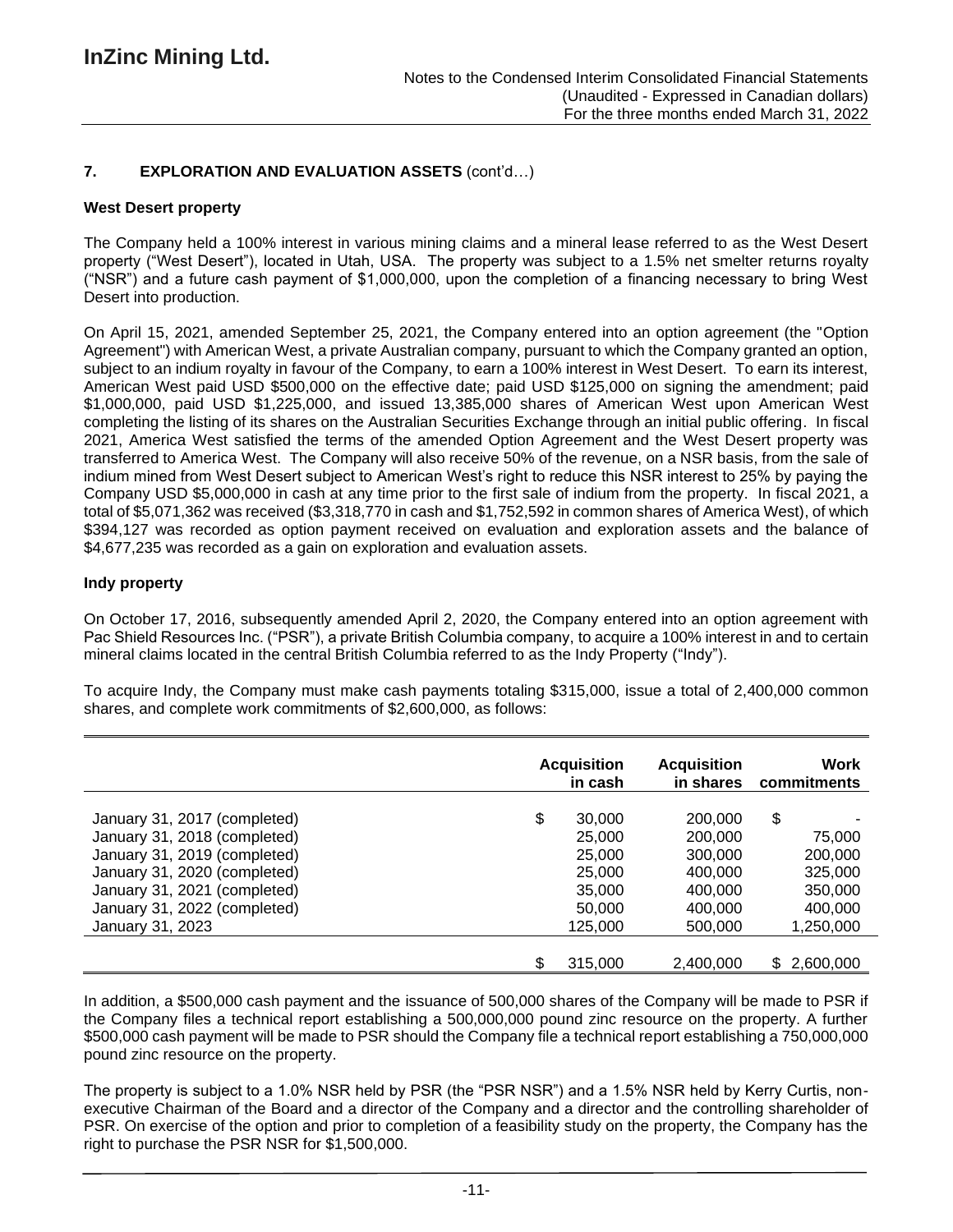## 7. EXPLORATION AND EVALUATION ASSETS (cont'd…)

### West Desert property

The Company held a 100% interest in various mining claims and a mineral lease referred to as the West Desert property ("West Desert"), located in Utah, USA. The property was subject to a 1.5% net smelter returns royalty ("NSR") and a future cash payment of $1,000,000, upon the completion of a financing necessary to bring West Desert into production.

On April 15, 2021, amended September 25, 2021, the Company entered into an option agreement (the "Option Agreement") with American West, a private Australian company, pursuant to which the Company granted an option, subject to an indium royalty in favour of the Company, to earn a 100% interest in West Desert. To earn its interest, American West paid USD $500,000 on the effective date; paid USD $125,000 on signing the amendment; paid $1,000,000, paid USD $1,225,000, and issued 13,385,000 shares of American West upon American West completing the listing of its shares on the Australian Securities Exchange through an initial public offering. In fiscal 2021, America West satisfied the terms of the amended Option Agreement and the West Desert property was transferred to America West. The Company will also receive 50% of the revenue, on a NSR basis, from the sale of indium mined from West Desert subject to American West's right to reduce this NSR interest to 25% by paying the Company USD $5,000,000 in cash at any time prior to the first sale of indium from the property. In fiscal 2021, a total of $5,071,362 was received ($3,318,770 in cash and $1,752,592 in common shares of America West), of which $394,127 was recorded as option payment received on evaluation and exploration assets and the balance of $4,677,235 was recorded as a gain on exploration and evaluation assets.

### Indy property

On October 17, 2016, subsequently amended April 2, 2020, the Company entered into an option agreement with Pac Shield Resources Inc. ("PSR"), a private British Columbia company, to acquire a 100% interest in and to certain mineral claims located in the central British Columbia referred to as the Indy Property ("Indy").

To acquire Indy, the Company must make cash payments totaling $315,000, issue a total of 2,400,000 common shares, and complete work commitments of $2,600,000, as follows:

| | Acquisition in cash | Acquisition in shares | Work commitments |
|---|---|---|---|
| January 31, 2017 (completed) | $ 30,000 | 200,000 | $ - |
| January 31, 2018 (completed) | 25,000 | 200,000 | 75,000 |
| January 31, 2019 (completed) | 25,000 | 300,000 | 200,000 |
| January 31, 2020 (completed) | 25,000 | 400,000 | 325,000 |
| January 31, 2021 (completed) | 35,000 | 400,000 | 350,000 |
| January 31, 2022 (completed) | 50,000 | 400,000 | 400,000 |
| January 31, 2023 | 125,000 | 500,000 | 1,250,000 |
| | $ 315,000 | 2,400,000 | $ 2,600,000 |

In addition, a $500,000 cash payment and the issuance of 500,000 shares of the Company will be made to PSR if the Company files a technical report establishing a 500,000,000 pound zinc resource on the property. A further $500,000 cash payment will be made to PSR should the Company file a technical report establishing a 750,000,000 pound zinc resource on the property.

The property is subject to a 1.0% NSR held by PSR (the "PSR NSR") and a 1.5% NSR held by Kerry Curtis, non-executive Chairman of the Board and a director of the Company and a director and the controlling shareholder of PSR. On exercise of the option and prior to completion of a feasibility study on the property, the Company has the right to purchase the PSR NSR for $1,500,000.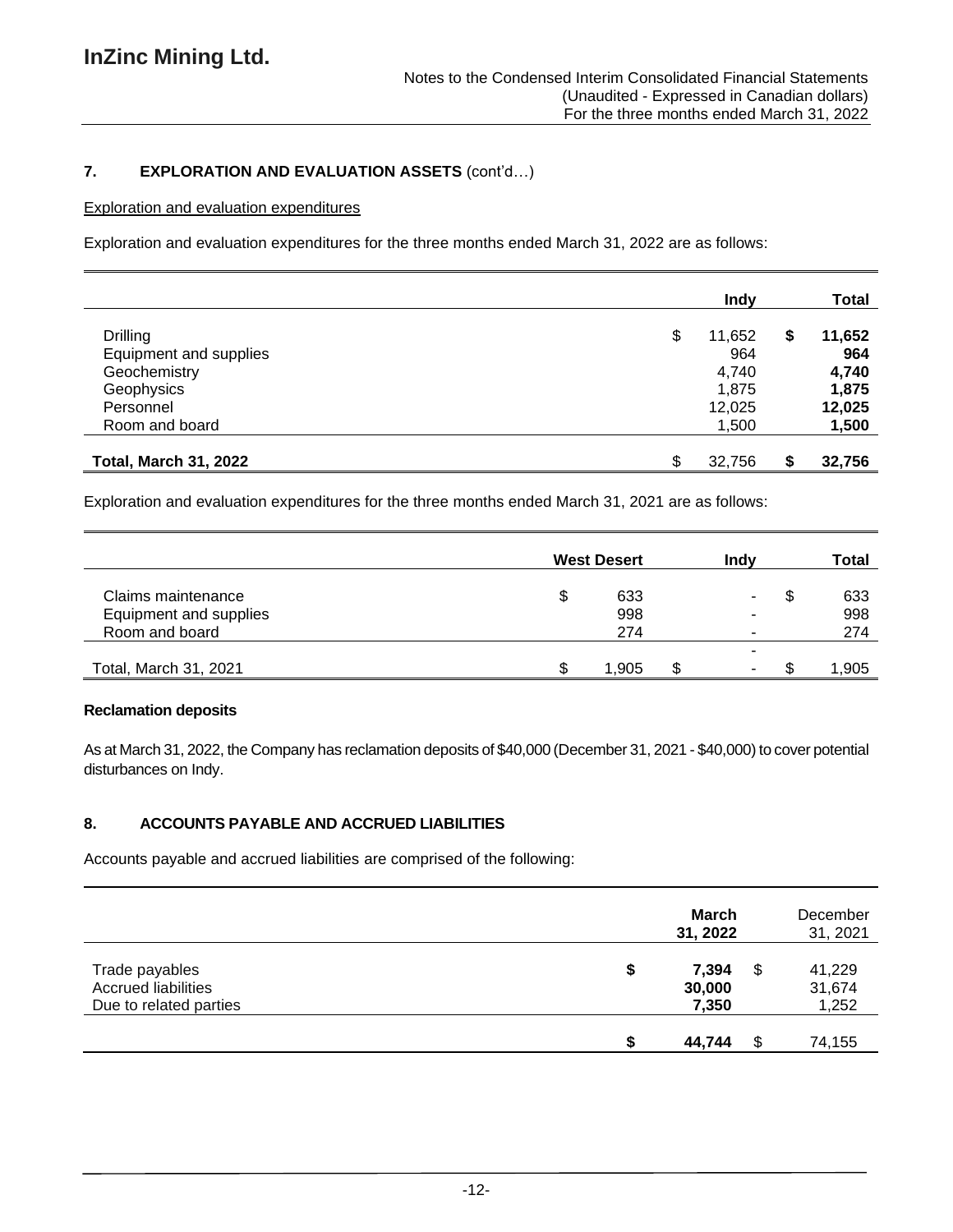## 7. EXPLORATION AND EVALUATION ASSETS (cont'd…)

Exploration and evaluation expenditures

Exploration and evaluation expenditures for the three months ended March 31, 2022 are as follows:

| | Indy | Total |
|---|---|---|
| Drilling | $ 11,652 | **$ 11,652** |
| Equipment and supplies | 964 | **964** |
| Geochemistry | 4,740 | **4,740** |
| Geophysics | 1,875 | **1,875** |
| Personnel | 12,025 | **12,025** |
| Room and board | 1,500 | **1,500** |
| **Total, March 31, 2022** | $ 32,756 | **$ 32,756** |

Exploration and evaluation expenditures for the three months ended March 31, 2021 are as follows:

| | West Desert | Indy | Total |
|---|---|---|---|
| Claims maintenance | $ 633 | - | $ 633 |
| Equipment and supplies | 998 | - | 998 |
| Room and board | 274 | - | 274 |
| | | - | |
| Total, March 31, 2021 | $ 1,905 | $ - | $ 1,905 |

**Reclamation deposits**

As at March 31, 2022, the Company has reclamation deposits of $40,000 (December 31, 2021 - $40,000) to cover potential disturbances on Indy.

## 8. ACCOUNTS PAYABLE AND ACCRUED LIABILITIES

Accounts payable and accrued liabilities are comprised of the following:

| | **March 31, 2022** | December 31, 2021 |
|---|---|---|
| Trade payables | **$ 7,394** | $ 41,229 |
| Accrued liabilities | **30,000** | 31,674 |
| Due to related parties | **7,350** | 1,252 |
| | **$ 44,744** | $ 74,155 |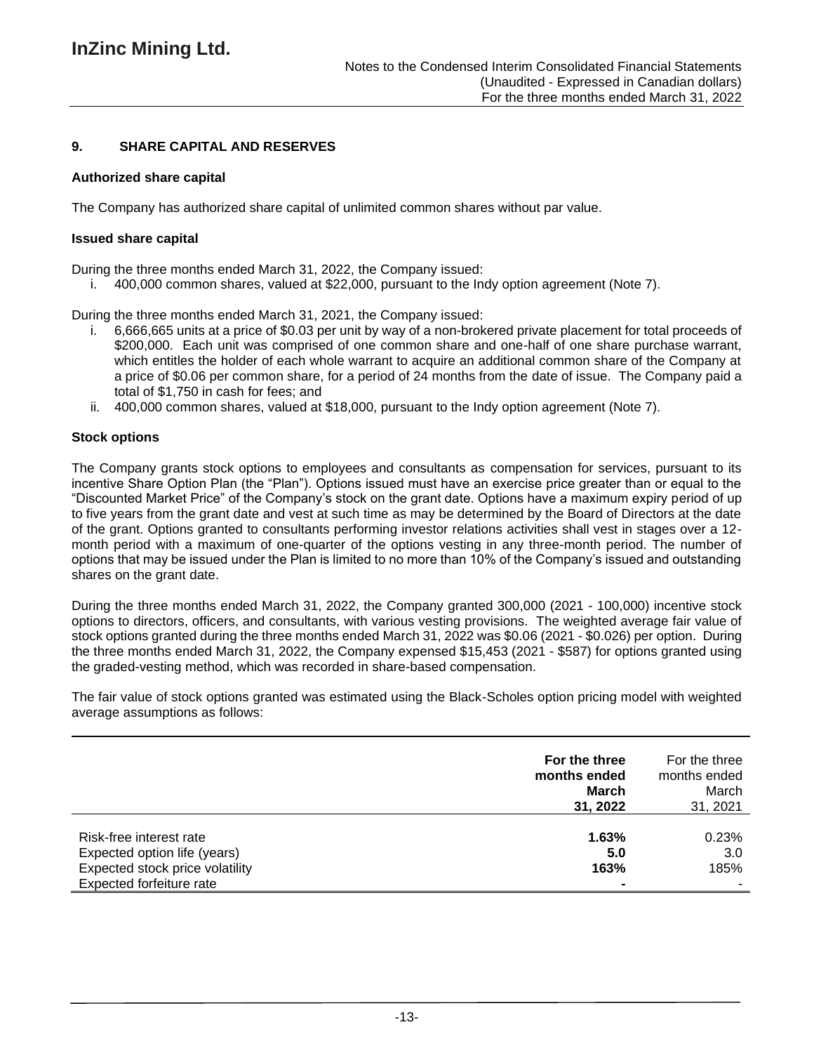## 9. SHARE CAPITAL AND RESERVES

### Authorized share capital

The Company has authorized share capital of unlimited common shares without par value.

### Issued share capital

During the three months ended March 31, 2022, the Company issued:

i. 400,000 common shares, valued at $22,000, pursuant to the Indy option agreement (Note 7).

During the three months ended March 31, 2021, the Company issued:

i. 6,666,665 units at a price of $0.03 per unit by way of a non-brokered private placement for total proceeds of $200,000. Each unit was comprised of one common share and one-half of one share purchase warrant, which entitles the holder of each whole warrant to acquire an additional common share of the Company at a price of $0.06 per common share, for a period of 24 months from the date of issue. The Company paid a total of $1,750 in cash for fees; and
ii. 400,000 common shares, valued at $18,000, pursuant to the Indy option agreement (Note 7).

### Stock options

The Company grants stock options to employees and consultants as compensation for services, pursuant to its incentive Share Option Plan (the "Plan"). Options issued must have an exercise price greater than or equal to the "Discounted Market Price" of the Company's stock on the grant date. Options have a maximum expiry period of up to five years from the grant date and vest at such time as may be determined by the Board of Directors at the date of the grant. Options granted to consultants performing investor relations activities shall vest in stages over a 12-month period with a maximum of one-quarter of the options vesting in any three-month period. The number of options that may be issued under the Plan is limited to no more than 10% of the Company's issued and outstanding shares on the grant date.

During the three months ended March 31, 2022, the Company granted 300,000 (2021 - 100,000) incentive stock options to directors, officers, and consultants, with various vesting provisions. The weighted average fair value of stock options granted during the three months ended March 31, 2022 was $0.06 (2021 - $0.026) per option. During the three months ended March 31, 2022, the Company expensed $15,453 (2021 - $587) for options granted using the graded-vesting method, which was recorded in share-based compensation.

The fair value of stock options granted was estimated using the Black-Scholes option pricing model with weighted average assumptions as follows:

| | **For the three months ended March 31, 2022** | For the three months ended March 31, 2021 |
|---|---|---|
| Risk-free interest rate | **1.63%** | 0.23% |
| Expected option life (years) | **5.0** | 3.0 |
| Expected stock price volatility | **163%** | 185% |
| Expected forfeiture rate | **-** | - |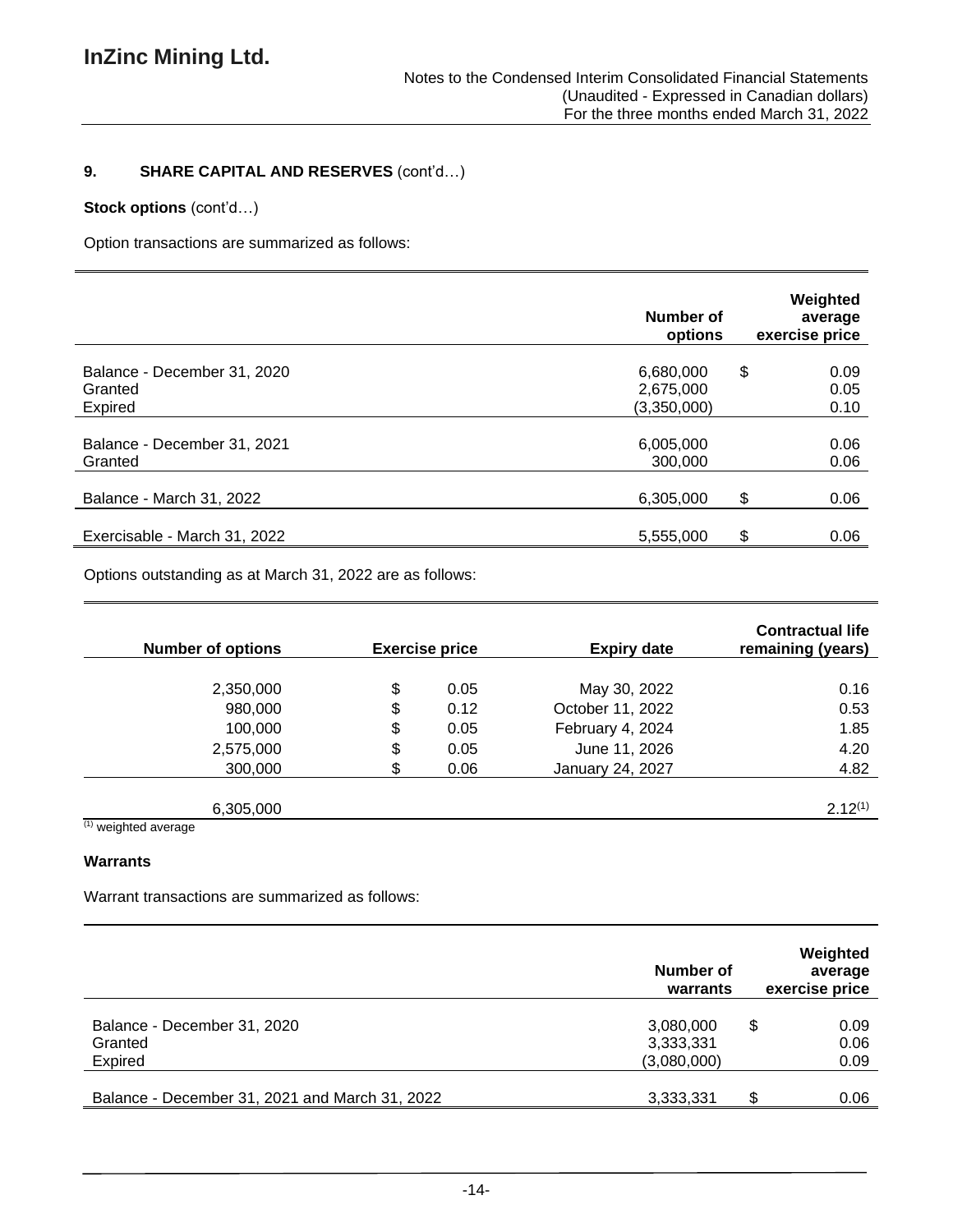## 9. SHARE CAPITAL AND RESERVES (cont'd…)

**Stock options** (cont'd…)

Option transactions are summarized as follows:

| | Number of options | Weighted average exercise price |
|---|---|---|
| Balance - December 31, 2020 | 6,680,000 | $ 0.09 |
| Granted | 2,675,000 | 0.05 |
| Expired | (3,350,000) | 0.10 |
| Balance - December 31, 2021 | 6,005,000 | 0.06 |
| Granted | 300,000 | 0.06 |
| Balance - March 31, 2022 | 6,305,000 | $ 0.06 |
| Exercisable - March 31, 2022 | 5,555,000 | $ 0.06 |

Options outstanding as at March 31, 2022 are as follows:

| Number of options | Exercise price | Expiry date | Contractual life remaining (years) |
|---|---|---|---|
| 2,350,000 | $ 0.05 | May 30, 2022 | 0.16 |
| 980,000 | $ 0.12 | October 11, 2022 | 0.53 |
| 100,000 | $ 0.05 | February 4, 2024 | 1.85 |
| 2,575,000 | $ 0.05 | June 11, 2026 | 4.20 |
| 300,000 | $ 0.06 | January 24, 2027 | 4.82 |
| 6,305,000 | | | 2.12[(1)] |

[(1)] weighted average

**Warrants**

Warrant transactions are summarized as follows:

| | Number of warrants | Weighted average exercise price |
|---|---|---|
| Balance - December 31, 2020 | 3,080,000 | $ 0.09 |
| Granted | 3,333,331 | 0.06 |
| Expired | (3,080,000) | 0.09 |
| Balance - December 31, 2021 and March 31, 2022 | 3,333,331 | $ 0.06 |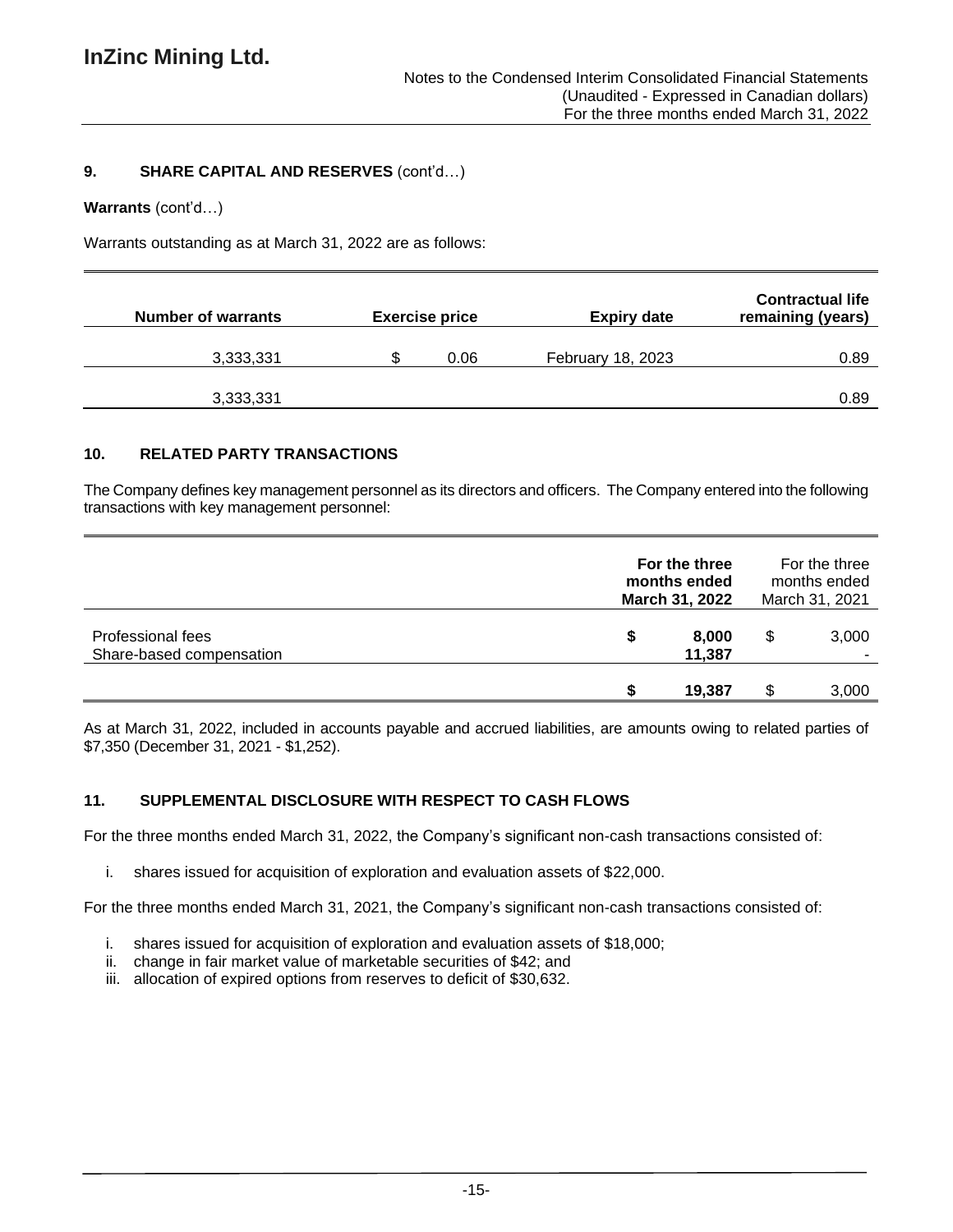## 9. SHARE CAPITAL AND RESERVES (cont'd…)

**Warrants** (cont'd…)

Warrants outstanding as at March 31, 2022 are as follows:

| Number of warrants | Exercise price | Expiry date | Contractual life remaining (years) |
|---|---|---|---|
| 3,333,331 | $ 0.06 | February 18, 2023 | 0.89 |
| 3,333,331 | | | 0.89 |

## 10. RELATED PARTY TRANSACTIONS

The Company defines key management personnel as its directors and officers. The Company entered into the following transactions with key management personnel:

| | For the three months ended March 31, 2022 | For the three months ended March 31, 2021 |
|---|---|---|
| Professional fees | $ 8,000 | $ 3,000 |
| Share-based compensation | 11,387 | - |
| | $ 19,387 | $ 3,000 |

As at March 31, 2022, included in accounts payable and accrued liabilities, are amounts owing to related parties of $7,350 (December 31, 2021 - $1,252).

## 11. SUPPLEMENTAL DISCLOSURE WITH RESPECT TO CASH FLOWS

For the three months ended March 31, 2022, the Company's significant non-cash transactions consisted of:

i. shares issued for acquisition of exploration and evaluation assets of $22,000.

For the three months ended March 31, 2021, the Company's significant non-cash transactions consisted of:

i. shares issued for acquisition of exploration and evaluation assets of $18,000;
ii. change in fair market value of marketable securities of $42; and
iii. allocation of expired options from reserves to deficit of $30,632.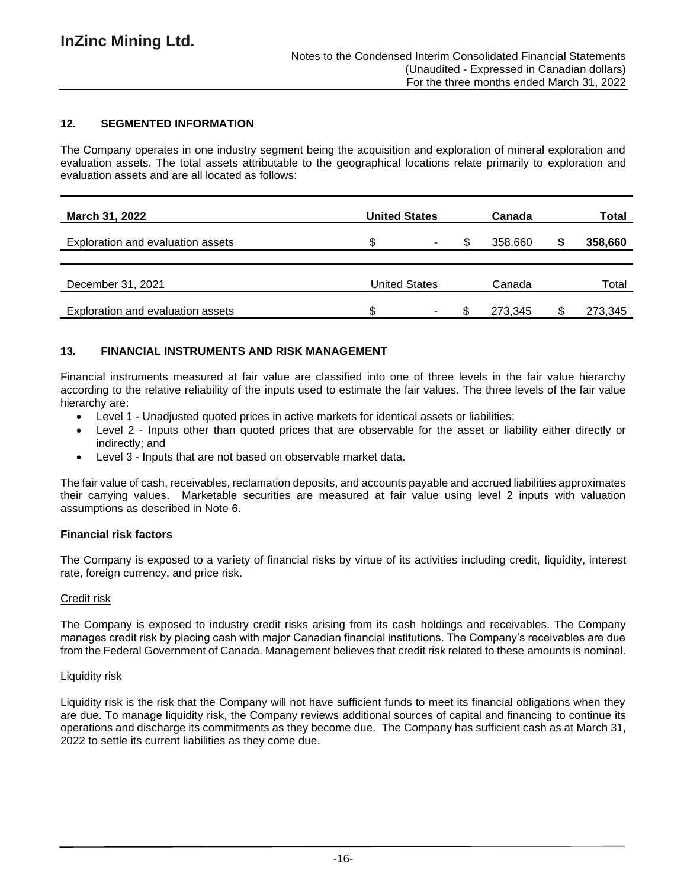## 12. SEGMENTED INFORMATION

The Company operates in one industry segment being the acquisition and exploration of mineral exploration and evaluation assets. The total assets attributable to the geographical locations relate primarily to exploration and evaluation assets and are all located as follows:

| **March 31, 2022** | **United States** | **Canada** | **Total** |
|---|---|---|---|
| Exploration and evaluation assets | $ - | $ 358,660 | **$ 358,660** |

| December 31, 2021 | United States | Canada | Total |
|---|---|---|---|
| Exploration and evaluation assets | $ - | $ 273,345 | $ 273,345 |

## 13. FINANCIAL INSTRUMENTS AND RISK MANAGEMENT

Financial instruments measured at fair value are classified into one of three levels in the fair value hierarchy according to the relative reliability of the inputs used to estimate the fair values. The three levels of the fair value hierarchy are:

- Level 1 - Unadjusted quoted prices in active markets for identical assets or liabilities;
- Level 2 - Inputs other than quoted prices that are observable for the asset or liability either directly or indirectly; and
- Level 3 - Inputs that are not based on observable market data.

The fair value of cash, receivables, reclamation deposits, and accounts payable and accrued liabilities approximates their carrying values. Marketable securities are measured at fair value using level 2 inputs with valuation assumptions as described in Note 6.

**Financial risk factors**

The Company is exposed to a variety of financial risks by virtue of its activities including credit, liquidity, interest rate, foreign currency, and price risk.

Credit risk

The Company is exposed to industry credit risks arising from its cash holdings and receivables. The Company manages credit risk by placing cash with major Canadian financial institutions. The Company's receivables are due from the Federal Government of Canada. Management believes that credit risk related to these amounts is nominal.

Liquidity risk

Liquidity risk is the risk that the Company will not have sufficient funds to meet its financial obligations when they are due. To manage liquidity risk, the Company reviews additional sources of capital and financing to continue its operations and discharge its commitments as they become due. The Company has sufficient cash as at March 31, 2022 to settle its current liabilities as they come due.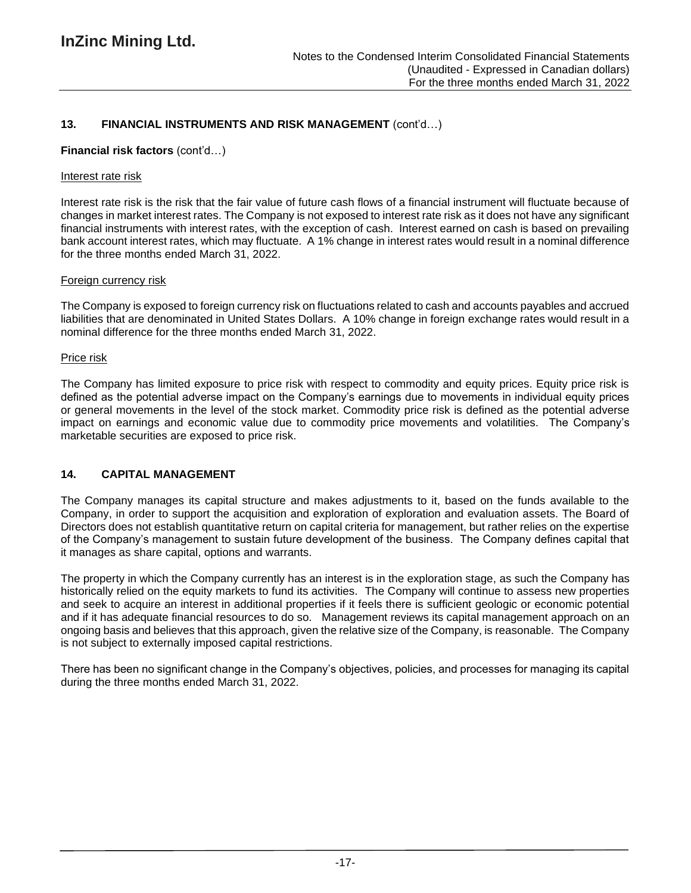## 13. FINANCIAL INSTRUMENTS AND RISK MANAGEMENT (cont'd…)

**Financial risk factors** (cont'd…)

Interest rate risk

Interest rate risk is the risk that the fair value of future cash flows of a financial instrument will fluctuate because of changes in market interest rates. The Company is not exposed to interest rate risk as it does not have any significant financial instruments with interest rates, with the exception of cash. Interest earned on cash is based on prevailing bank account interest rates, which may fluctuate. A 1% change in interest rates would result in a nominal difference for the three months ended March 31, 2022.

Foreign currency risk

The Company is exposed to foreign currency risk on fluctuations related to cash and accounts payables and accrued liabilities that are denominated in United States Dollars. A 10% change in foreign exchange rates would result in a nominal difference for the three months ended March 31, 2022.

Price risk

The Company has limited exposure to price risk with respect to commodity and equity prices. Equity price risk is defined as the potential adverse impact on the Company's earnings due to movements in individual equity prices or general movements in the level of the stock market. Commodity price risk is defined as the potential adverse impact on earnings and economic value due to commodity price movements and volatilities. The Company's marketable securities are exposed to price risk.

## 14. CAPITAL MANAGEMENT

The Company manages its capital structure and makes adjustments to it, based on the funds available to the Company, in order to support the acquisition and exploration of exploration and evaluation assets. The Board of Directors does not establish quantitative return on capital criteria for management, but rather relies on the expertise of the Company's management to sustain future development of the business. The Company defines capital that it manages as share capital, options and warrants.

The property in which the Company currently has an interest is in the exploration stage, as such the Company has historically relied on the equity markets to fund its activities. The Company will continue to assess new properties and seek to acquire an interest in additional properties if it feels there is sufficient geologic or economic potential and if it has adequate financial resources to do so. Management reviews its capital management approach on an ongoing basis and believes that this approach, given the relative size of the Company, is reasonable. The Company is not subject to externally imposed capital restrictions.

There has been no significant change in the Company's objectives, policies, and processes for managing its capital during the three months ended March 31, 2022.